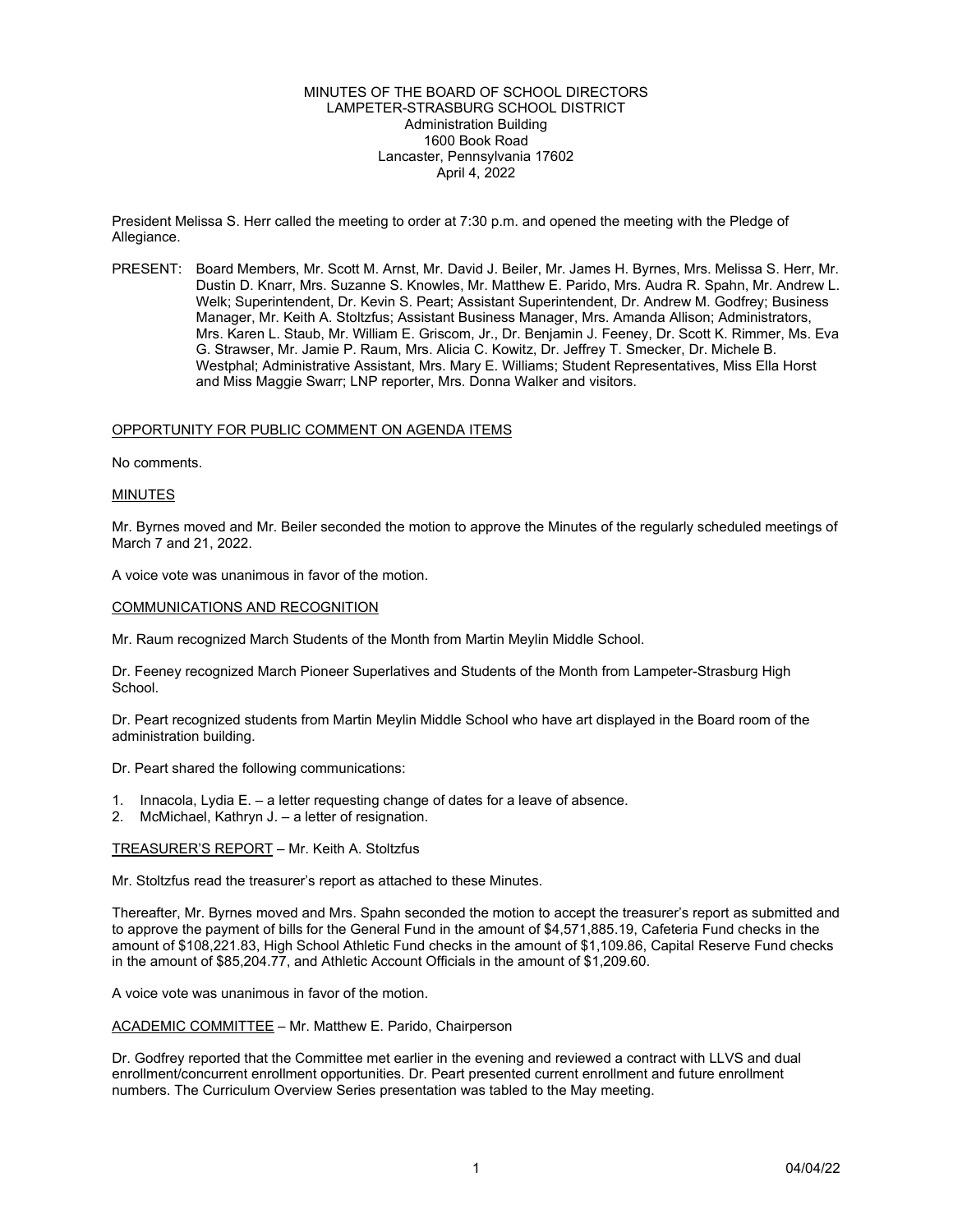# MINUTES OF THE BOARD OF SCHOOL DIRECTORS
## LAMPETER-STRASBURG SCHOOL DISTRICT
Administration Building
1600 Book Road
Lancaster, Pennsylvania 17602
April 4, 2022

President Melissa S. Herr called the meeting to order at 7:30 p.m. and opened the meeting with the Pledge of Allegiance.

PRESENT: Board Members, Mr. Scott M. Arnst, Mr. David J. Beiler, Mr. James H. Byrnes, Mrs. Melissa S. Herr, Mr. Dustin D. Knarr, Mrs. Suzanne S. Knowles, Mr. Matthew E. Parido, Mrs. Audra R. Spahn, Mr. Andrew L. Welk; Superintendent, Dr. Kevin S. Peart; Assistant Superintendent, Dr. Andrew M. Godfrey; Business Manager, Mr. Keith A. Stoltzfus; Assistant Business Manager, Mrs. Amanda Allison; Administrators, Mrs. Karen L. Staub, Mr. William E. Griscom, Jr., Dr. Benjamin J. Feeney, Dr. Scott K. Rimmer, Ms. Eva G. Strawser, Mr. Jamie P. Raum, Mrs. Alicia C. Kowitz, Dr. Jeffrey T. Smecker, Dr. Michele B. Westphal; Administrative Assistant, Mrs. Mary E. Williams; Student Representatives, Miss Ella Horst and Miss Maggie Swarr; LNP reporter, Mrs. Donna Walker and visitors.

OPPORTUNITY FOR PUBLIC COMMENT ON AGENDA ITEMS

No comments.

MINUTES

Mr. Byrnes moved and Mr. Beiler seconded the motion to approve the Minutes of the regularly scheduled meetings of March 7 and 21, 2022.

A voice vote was unanimous in favor of the motion.

COMMUNICATIONS AND RECOGNITION

Mr. Raum recognized March Students of the Month from Martin Meylin Middle School.

Dr. Feeney recognized March Pioneer Superlatives and Students of the Month from Lampeter-Strasburg High School.

Dr. Peart recognized students from Martin Meylin Middle School who have art displayed in the Board room of the administration building.

Dr. Peart shared the following communications:

1. Innacola, Lydia E. – a letter requesting change of dates for a leave of absence.
2. McMichael, Kathryn J. – a letter of resignation.

TREASURER'S REPORT – Mr. Keith A. Stoltzfus

Mr. Stoltzfus read the treasurer's report as attached to these Minutes.

Thereafter, Mr. Byrnes moved and Mrs. Spahn seconded the motion to accept the treasurer's report as submitted and to approve the payment of bills for the General Fund in the amount of $4,571,885.19, Cafeteria Fund checks in the amount of $108,221.83, High School Athletic Fund checks in the amount of $1,109.86, Capital Reserve Fund checks in the amount of $85,204.77, and Athletic Account Officials in the amount of $1,209.60.

A voice vote was unanimous in favor of the motion.

ACADEMIC COMMITTEE – Mr. Matthew E. Parido, Chairperson

Dr. Godfrey reported that the Committee met earlier in the evening and reviewed a contract with LLVS and dual enrollment/concurrent enrollment opportunities. Dr. Peart presented current enrollment and future enrollment numbers. The Curriculum Overview Series presentation was tabled to the May meeting.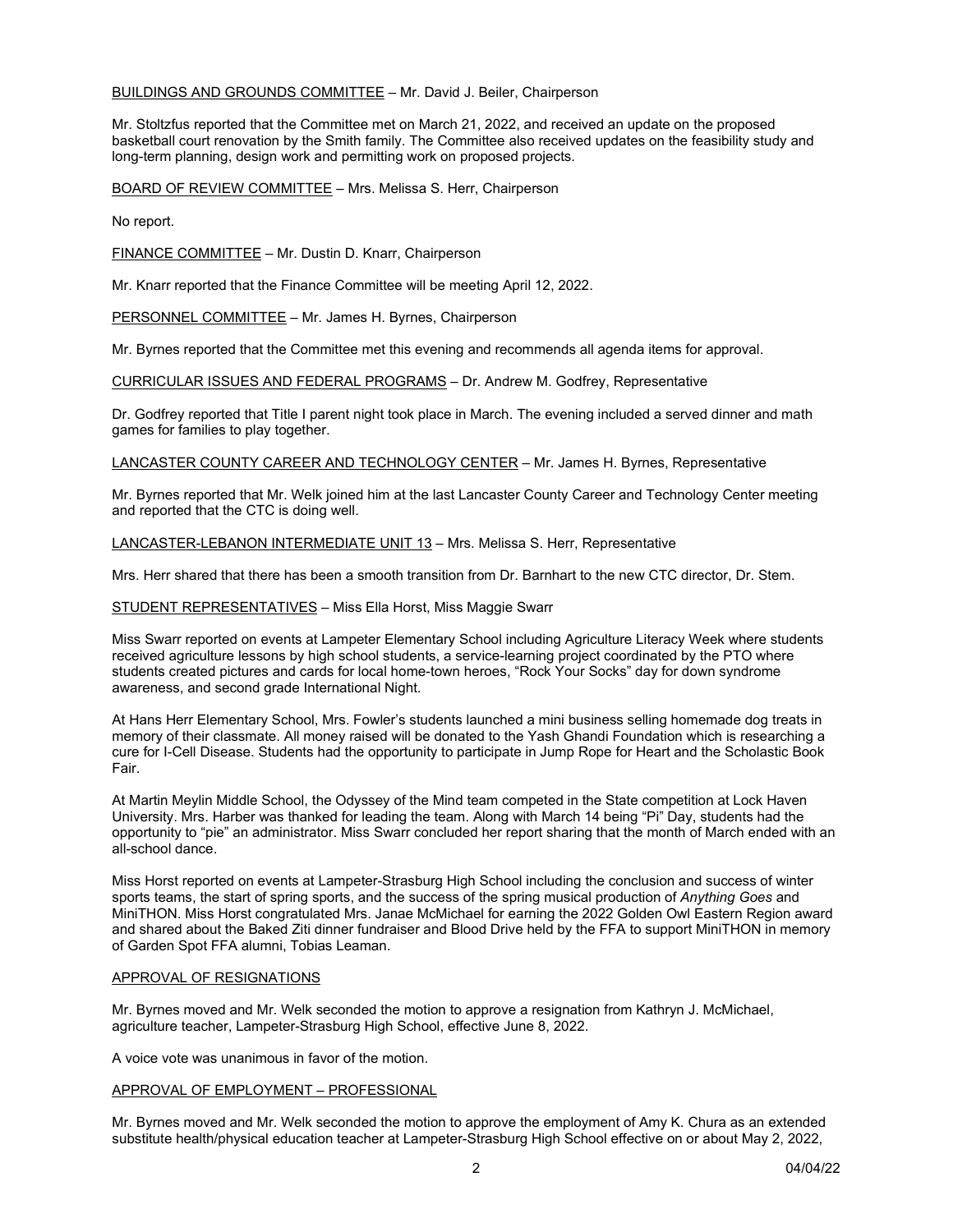BUILDINGS AND GROUNDS COMMITTEE – Mr. David J. Beiler, Chairperson

Mr. Stoltzfus reported that the Committee met on March 21, 2022, and received an update on the proposed basketball court renovation by the Smith family. The Committee also received updates on the feasibility study and long-term planning, design work and permitting work on proposed projects.

BOARD OF REVIEW COMMITTEE – Mrs. Melissa S. Herr, Chairperson

No report.

FINANCE COMMITTEE – Mr. Dustin D. Knarr, Chairperson

Mr. Knarr reported that the Finance Committee will be meeting April 12, 2022.

PERSONNEL COMMITTEE – Mr. James H. Byrnes, Chairperson

Mr. Byrnes reported that the Committee met this evening and recommends all agenda items for approval.

CURRICULAR ISSUES AND FEDERAL PROGRAMS – Dr. Andrew M. Godfrey, Representative

Dr. Godfrey reported that Title I parent night took place in March. The evening included a served dinner and math games for families to play together.

LANCASTER COUNTY CAREER AND TECHNOLOGY CENTER – Mr. James H. Byrnes, Representative

Mr. Byrnes reported that Mr. Welk joined him at the last Lancaster County Career and Technology Center meeting and reported that the CTC is doing well.

LANCASTER-LEBANON INTERMEDIATE UNIT 13 – Mrs. Melissa S. Herr, Representative

Mrs. Herr shared that there has been a smooth transition from Dr. Barnhart to the new CTC director, Dr. Stem.

STUDENT REPRESENTATIVES – Miss Ella Horst, Miss Maggie Swarr

Miss Swarr reported on events at Lampeter Elementary School including Agriculture Literacy Week where students received agriculture lessons by high school students, a service-learning project coordinated by the PTO where students created pictures and cards for local home-town heroes, "Rock Your Socks" day for down syndrome awareness, and second grade International Night.

At Hans Herr Elementary School, Mrs. Fowler's students launched a mini business selling homemade dog treats in memory of their classmate. All money raised will be donated to the Yash Ghandi Foundation which is researching a cure for I-Cell Disease. Students had the opportunity to participate in Jump Rope for Heart and the Scholastic Book Fair.

At Martin Meylin Middle School, the Odyssey of the Mind team competed in the State competition at Lock Haven University. Mrs. Harber was thanked for leading the team. Along with March 14 being "Pi" Day, students had the opportunity to "pie" an administrator. Miss Swarr concluded her report sharing that the month of March ended with an all-school dance.

Miss Horst reported on events at Lampeter-Strasburg High School including the conclusion and success of winter sports teams, the start of spring sports, and the success of the spring musical production of *Anything Goes* and MiniTHON. Miss Horst congratulated Mrs. Janae McMichael for earning the 2022 Golden Owl Eastern Region award and shared about the Baked Ziti dinner fundraiser and Blood Drive held by the FFA to support MiniTHON in memory of Garden Spot FFA alumni, Tobias Leaman.

APPROVAL OF RESIGNATIONS

Mr. Byrnes moved and Mr. Welk seconded the motion to approve a resignation from Kathryn J. McMichael, agriculture teacher, Lampeter-Strasburg High School, effective June 8, 2022.

A voice vote was unanimous in favor of the motion.

APPROVAL OF EMPLOYMENT – PROFESSIONAL

Mr. Byrnes moved and Mr. Welk seconded the motion to approve the employment of Amy K. Chura as an extended substitute health/physical education teacher at Lampeter-Strasburg High School effective on or about May 2, 2022,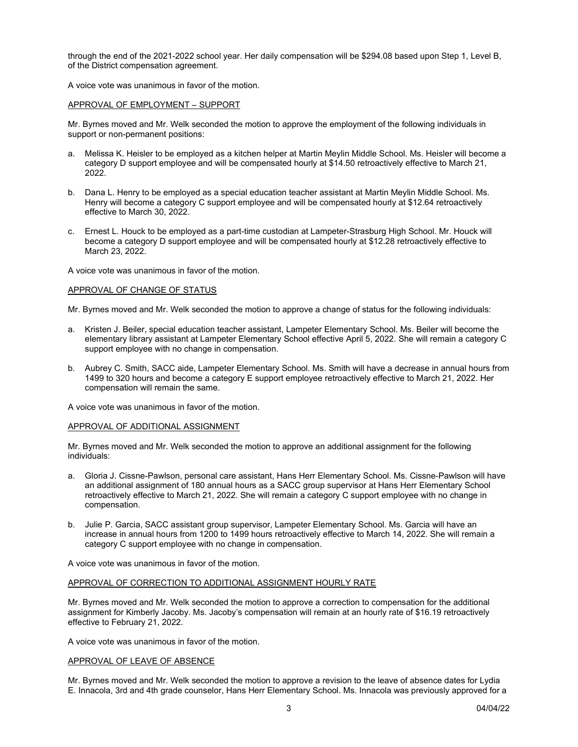through the end of the 2021-2022 school year. Her daily compensation will be $294.08 based upon Step 1, Level B, of the District compensation agreement.

A voice vote was unanimous in favor of the motion.

APPROVAL OF EMPLOYMENT – SUPPORT

Mr. Byrnes moved and Mr. Welk seconded the motion to approve the employment of the following individuals in support or non-permanent positions:

a. Melissa K. Heisler to be employed as a kitchen helper at Martin Meylin Middle School. Ms. Heisler will become a category D support employee and will be compensated hourly at $14.50 retroactively effective to March 21, 2022.

b. Dana L. Henry to be employed as a special education teacher assistant at Martin Meylin Middle School. Ms. Henry will become a category C support employee and will be compensated hourly at $12.64 retroactively effective to March 30, 2022.

c. Ernest L. Houck to be employed as a part-time custodian at Lampeter-Strasburg High School. Mr. Houck will become a category D support employee and will be compensated hourly at $12.28 retroactively effective to March 23, 2022.

A voice vote was unanimous in favor of the motion.

APPROVAL OF CHANGE OF STATUS

Mr. Byrnes moved and Mr. Welk seconded the motion to approve a change of status for the following individuals:

a. Kristen J. Beiler, special education teacher assistant, Lampeter Elementary School. Ms. Beiler will become the elementary library assistant at Lampeter Elementary School effective April 5, 2022. She will remain a category C support employee with no change in compensation.

b. Aubrey C. Smith, SACC aide, Lampeter Elementary School. Ms. Smith will have a decrease in annual hours from 1499 to 320 hours and become a category E support employee retroactively effective to March 21, 2022. Her compensation will remain the same.

A voice vote was unanimous in favor of the motion.

APPROVAL OF ADDITIONAL ASSIGNMENT

Mr. Byrnes moved and Mr. Welk seconded the motion to approve an additional assignment for the following individuals:

a. Gloria J. Cissne-Pawlson, personal care assistant, Hans Herr Elementary School. Ms. Cissne-Pawlson will have an additional assignment of 180 annual hours as a SACC group supervisor at Hans Herr Elementary School retroactively effective to March 21, 2022. She will remain a category C support employee with no change in compensation.

b. Julie P. Garcia, SACC assistant group supervisor, Lampeter Elementary School. Ms. Garcia will have an increase in annual hours from 1200 to 1499 hours retroactively effective to March 14, 2022. She will remain a category C support employee with no change in compensation.

A voice vote was unanimous in favor of the motion.

APPROVAL OF CORRECTION TO ADDITIONAL ASSIGNMENT HOURLY RATE

Mr. Byrnes moved and Mr. Welk seconded the motion to approve a correction to compensation for the additional assignment for Kimberly Jacoby. Ms. Jacoby's compensation will remain at an hourly rate of $16.19 retroactively effective to February 21, 2022.

A voice vote was unanimous in favor of the motion.

APPROVAL OF LEAVE OF ABSENCE

Mr. Byrnes moved and Mr. Welk seconded the motion to approve a revision to the leave of absence dates for Lydia E. Innacola, 3rd and 4th grade counselor, Hans Herr Elementary School. Ms. Innacola was previously approved for a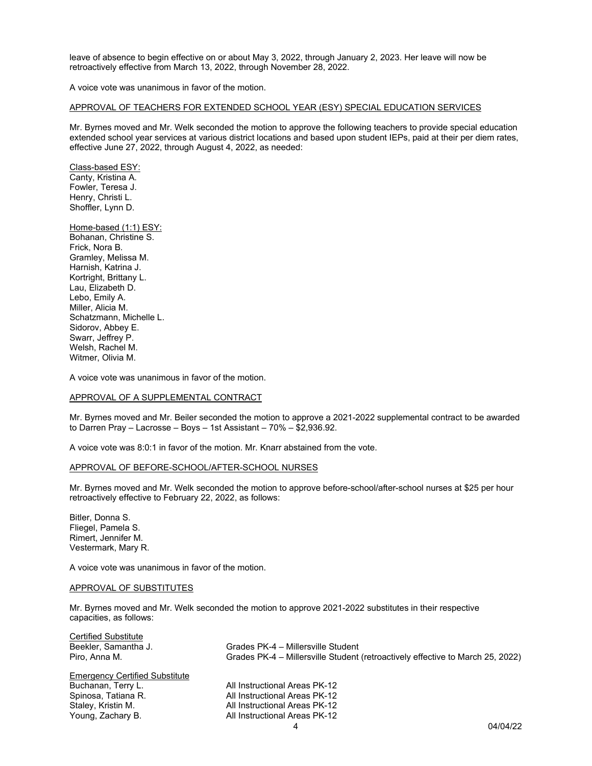leave of absence to begin effective on or about May 3, 2022, through January 2, 2023. Her leave will now be retroactively effective from March 13, 2022, through November 28, 2022.

A voice vote was unanimous in favor of the motion.

APPROVAL OF TEACHERS FOR EXTENDED SCHOOL YEAR (ESY) SPECIAL EDUCATION SERVICES

Mr. Byrnes moved and Mr. Welk seconded the motion to approve the following teachers to provide special education extended school year services at various district locations and based upon student IEPs, paid at their per diem rates, effective June 27, 2022, through August 4, 2022, as needed:

Class-based ESY:
Canty, Kristina A.
Fowler, Teresa J.
Henry, Christi L.
Shoffler, Lynn D.

Home-based (1:1) ESY:
Bohanan, Christine S.
Frick, Nora B.
Gramley, Melissa M.
Harnish, Katrina J.
Kortright, Brittany L.
Lau, Elizabeth D.
Lebo, Emily A.
Miller, Alicia M.
Schatzmann, Michelle L.
Sidorov, Abbey E.
Swarr, Jeffrey P.
Welsh, Rachel M.
Witmer, Olivia M.

A voice vote was unanimous in favor of the motion.

APPROVAL OF A SUPPLEMENTAL CONTRACT

Mr. Byrnes moved and Mr. Beiler seconded the motion to approve a 2021-2022 supplemental contract to be awarded to Darren Pray – Lacrosse – Boys – 1st Assistant – 70% – $2,936.92.

A voice vote was 8:0:1 in favor of the motion. Mr. Knarr abstained from the vote.

APPROVAL OF BEFORE-SCHOOL/AFTER-SCHOOL NURSES

Mr. Byrnes moved and Mr. Welk seconded the motion to approve before-school/after-school nurses at $25 per hour retroactively effective to February 22, 2022, as follows:

Bitler, Donna S.
Fliegel, Pamela S.
Rimert, Jennifer M.
Vestermark, Mary R.

A voice vote was unanimous in favor of the motion.

APPROVAL OF SUBSTITUTES

Mr. Byrnes moved and Mr. Welk seconded the motion to approve 2021-2022 substitutes in their respective capacities, as follows:

Certified Substitute
Beekler, Samantha J. — Grades PK-4 – Millersville Student
Piro, Anna M. — Grades PK-4 – Millersville Student (retroactively effective to March 25, 2022)

Emergency Certified Substitute
Buchanan, Terry L. — All Instructional Areas PK-12
Spinosa, Tatiana R. — All Instructional Areas PK-12
Staley, Kristin M. — All Instructional Areas PK-12
Young, Zachary B. — All Instructional Areas PK-12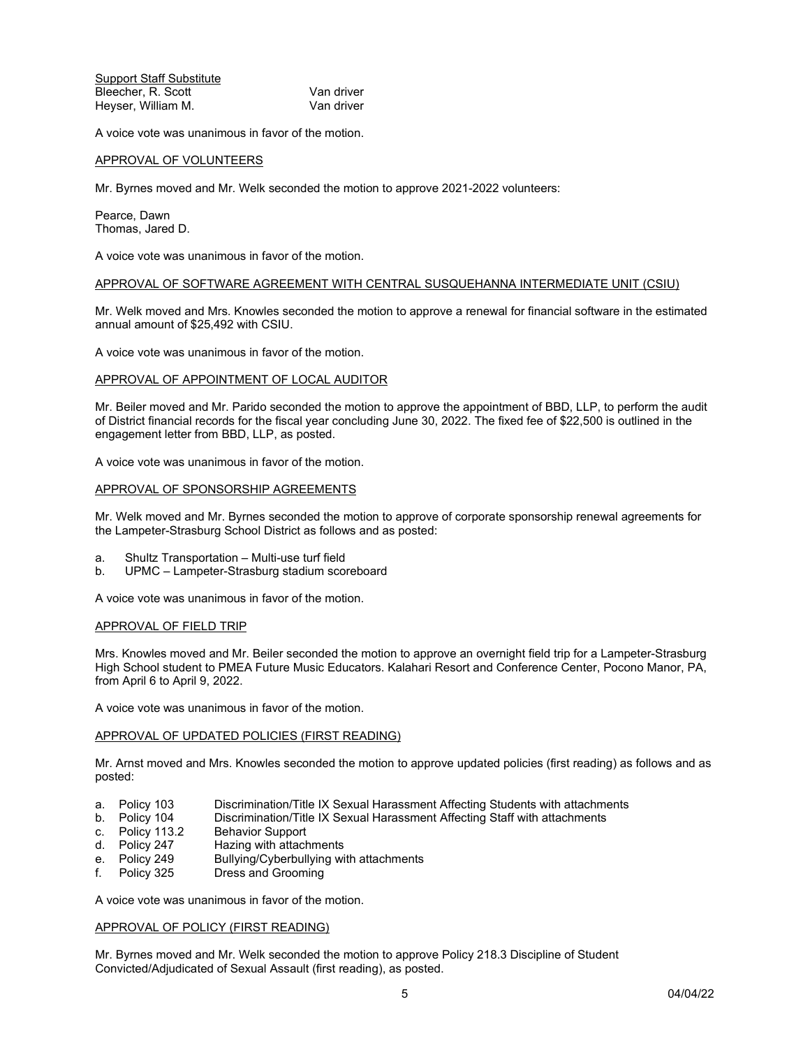<u>Support Staff Substitute</u>

| | |
|---|---|
| Bleecher, R. Scott | Van driver |
| Heyser, William M. | Van driver |

A voice vote was unanimous in favor of the motion.

<u>APPROVAL OF VOLUNTEERS</u>

Mr. Byrnes moved and Mr. Welk seconded the motion to approve 2021-2022 volunteers:

Pearce, Dawn
Thomas, Jared D.

A voice vote was unanimous in favor of the motion.

<u>APPROVAL OF SOFTWARE AGREEMENT WITH CENTRAL SUSQUEHANNA INTERMEDIATE UNIT (CSIU)</u>

Mr. Welk moved and Mrs. Knowles seconded the motion to approve a renewal for financial software in the estimated annual amount of $25,492 with CSIU.

A voice vote was unanimous in favor of the motion.

<u>APPROVAL OF APPOINTMENT OF LOCAL AUDITOR</u>

Mr. Beiler moved and Mr. Parido seconded the motion to approve the appointment of BBD, LLP, to perform the audit of District financial records for the fiscal year concluding June 30, 2022. The fixed fee of $22,500 is outlined in the engagement letter from BBD, LLP, as posted.

A voice vote was unanimous in favor of the motion.

<u>APPROVAL OF SPONSORSHIP AGREEMENTS</u>

Mr. Welk moved and Mr. Byrnes seconded the motion to approve of corporate sponsorship renewal agreements for the Lampeter-Strasburg School District as follows and as posted:

a. Shultz Transportation – Multi-use turf field
b. UPMC – Lampeter-Strasburg stadium scoreboard

A voice vote was unanimous in favor of the motion.

<u>APPROVAL OF FIELD TRIP</u>

Mrs. Knowles moved and Mr. Beiler seconded the motion to approve an overnight field trip for a Lampeter-Strasburg High School student to PMEA Future Music Educators. Kalahari Resort and Conference Center, Pocono Manor, PA, from April 6 to April 9, 2022.

A voice vote was unanimous in favor of the motion.

<u>APPROVAL OF UPDATED POLICIES (FIRST READING)</u>

Mr. Arnst moved and Mrs. Knowles seconded the motion to approve updated policies (first reading) as follows and as posted:

a. Policy 103 Discrimination/Title IX Sexual Harassment Affecting Students with attachments
b. Policy 104 Discrimination/Title IX Sexual Harassment Affecting Staff with attachments
c. Policy 113.2 Behavior Support
d. Policy 247 Hazing with attachments
e. Policy 249 Bullying/Cyberbullying with attachments
f. Policy 325 Dress and Grooming

A voice vote was unanimous in favor of the motion.

<u>APPROVAL OF POLICY (FIRST READING)</u>

Mr. Byrnes moved and Mr. Welk seconded the motion to approve Policy 218.3 Discipline of Student Convicted/Adjudicated of Sexual Assault (first reading), as posted.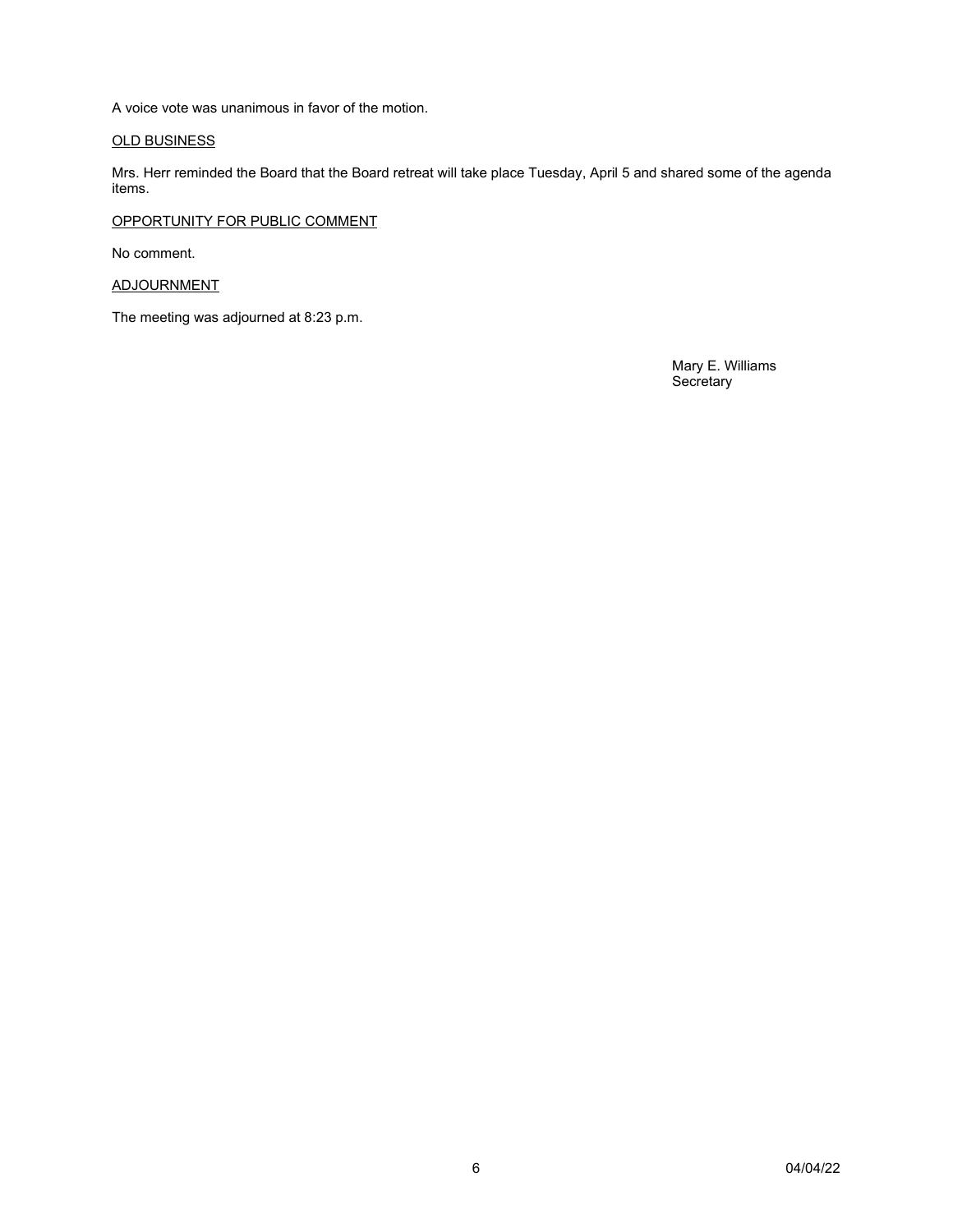A voice vote was unanimous in favor of the motion.

OLD BUSINESS

Mrs. Herr reminded the Board that the Board retreat will take place Tuesday, April 5 and shared some of the agenda items.

OPPORTUNITY FOR PUBLIC COMMENT

No comment.

ADJOURNMENT

The meeting was adjourned at 8:23 p.m.

Mary E. Williams
Secretary